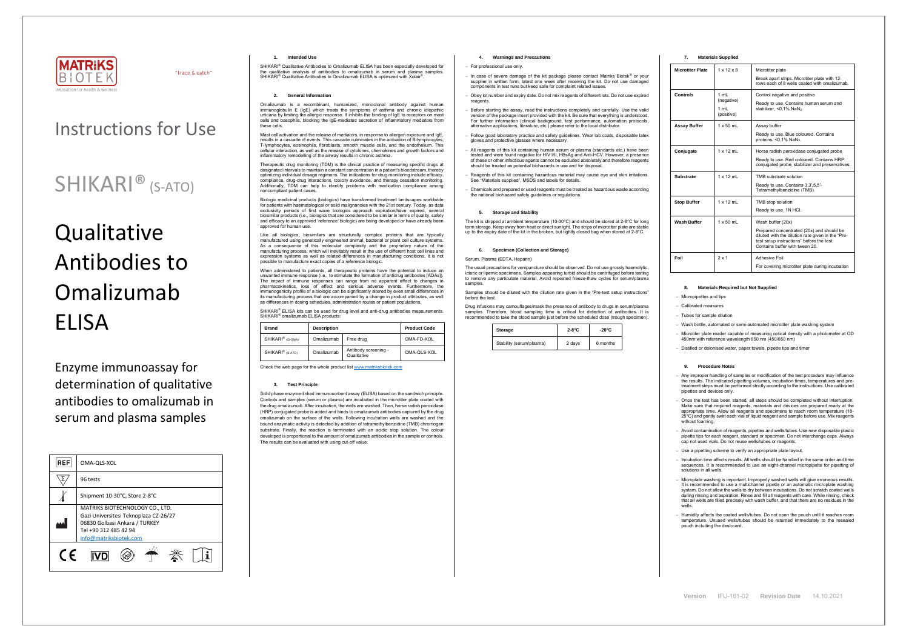MATRIKS BIOTEK

"trace & catch"

innovation for health & wellness

# Instructions for Use

# SHIKARI® (S-ATO)

# Qualitative Antibodies to Omalizumab ELISA

Enzyme immunoassay for determination of qualitative antibodies to omalizumab in serum and plasma samples

| REF | OMA-QLS-XOL |
|---|---|
| Σ | 96 tests |
| Temperature | Shipment 10-30°C, Store 2-8°C |
| Manufacturer | MATRIKS BIOTECHNOLOGY CO., LTD. Gazi Universitesi Teknoplaza CZ-26/27 06830 Golbasi Ankara / TURKEY Tel +90 312 485 42 94 info@matriksbiotek.com |

CE IVD

### 1. Intended Use

SHIKARI® Qualitative Antibodies to Omalizumab ELISA has been especially developed for the qualitative analysis of antibodies to omalizumab in serum and plasma samples. SHIKARI® Qualitative Antibodies to Omalizumab ELISA is optimized with Xolair®.

### 2. General Information

Omalizumab is a recombinant, humanized, monoclonal antibody against human immunoglobulin E (IgE) which treats the symptoms of asthma and chronic idiopathic urticaria by limiting the allergic response. It inhibits the binding of IgE to receptors on mast cells and basophils, blocking the IgE-mediated secretion of inflammatory mediators from these cells.

Mast cell activation and the release of mediators, in response to allergen exposure and IgE, results in a cascade of events. This cascade culminates in the activation of B-lymphocytes, T-lymphocytes, eosinophils, fibroblasts, smooth muscle cells, and the endothelium. This cellular interaction, as well as the release of cytokines, chemokines and growth factors and inflammatory remodelling of the airway results in chronic asthma.

Therapeutic drug monitoring (TDM) is the clinical practice of measuring specific drugs at designated intervals to maintain a constant concentration in a patient's bloodstream, thereby optimizing individual dosage regimens. The indications for drug monitoring include efficacy, compliance, drug-drug interactions, toxicity avoidance, and therapy cessation monitoring. Additionally, TDM can help to identify problems with medication compliance among noncompliant patient cases.

Biologic medicinal products (biologics) have transformed treatment landscapes worldwide for patients with haematological or solid malignancies with the 21st century. Today, as data exclusivity periods of first wave biologics approach expiration/have expired, several biosimilar products (i.e., biologics that are considered to be similar in terms of quality, safety and efficacy to an approved 'reference' biologic) are being developed or have already been approved for human use.

Like all biologics, biosimilars are structurally complex proteins that are typically manufactured using genetically engineered animal, bacterial or plant cell culture systems. As a consequence of this molecular complexity and the proprietary nature of the manufacturing process, which will inevitably result in the use of different host cell lines and expression systems as well as related differences in manufacturing conditions, it is not possible to manufacture exact copies of a reference biologic.

When administered to patients, all therapeutic proteins have the potential to induce an unwanted immune response (i.e., to stimulate the formation of antidrug antibodies [ADAs]). The impact of immune responses can range from no apparent effect to changes in pharmacokinetics, loss of effect and serious adverse events. Furthermore, the immunogenicity profile of a biologic can be significantly altered by even small differences in its manufacturing process that are accompanied by a change in product attributes, as well as differences in dosing schedules, administration routes or patient populations.

SHIKARI® ELISA kits can be used for drug level and anti-drug antibodies measurements. SHIKARI® omalizumab ELISA products:

| Brand | Description | | Product Code |
|---|---|---|---|
| SHIKARI® (Q-OMA) | Omalizumab | Free drug | OMA-FD-XOL |
| SHIKARI® (S-ATO) | Omalizumab | Antibody screening - Qualitative | OMA-QLS-XOL |

Check the web page for the whole product list www.matriksbiotek.com

### 3. Test Principle

Solid phase enzyme-linked immunosorbent assay (ELISA) based on the sandwich principle. Controls and samples (serum or plasma) are incubated in the microtiter plate coated with the drug omalizumab. After incubation, the wells are washed. Then, horse radish peroxidase (HRP) conjugated probe is added and binds to omalizumab antibodies captured by the drug omalizumab on the surface of the wells. Following incubation wells are washed and the bound enzymatic activity is detected by addition of tetramethylbenzidine (TMB) chromogen substrate. Finally, the reaction is terminated with an acidic stop solution. The colour developed is proportional to the amount of omalizumab antibodies in the sample or controls. The results can be evaluated with using cut-off value.

### 4. Warnings and Precautions

- For professional use only.
- In case of severe damage of the kit package please contact Matriks Biotek® or your supplier in written form, latest one week after receiving the kit. Do not use damaged components in test runs but keep safe for complaint related issues.
- Obey lot number and expiry date. Do not mix reagents of different lots. Do not use expired reagents.
- Before starting the assay, read the instructions completely and carefully. Use the valid version of the package insert provided with the kit. Be sure that everything is understood. For further information (clinical background, test performance, automation protocols, alternative applications, literature, etc.) please refer to the local distributor.
- Follow good laboratory practice and safety guidelines. Wear lab coats, disposable latex gloves and protective glasses where necessary.
- All reagents of this kit containing human serum or plasma (standards etc.) have been tested and were found negative for HIV I/II, HBsAg and Anti-HCV. However, a presence of these or other infectious agents cannot be excluded absolutely and therefore reagents should be treated as potential biohazards in use and for disposal.
- Reagents of this kit containing hazardous material may cause eye and skin irritations. See "Materials supplied", MSDS and labels for details.
- Chemicals and prepared or used reagents must be treated as hazardous waste according the national biohazard safety guidelines or regulations.

### 5. Storage and Stability

The kit is shipped at ambient temperature (10-30°C) and should be stored at 2-8°C for long term storage. Keep away from heat or direct sunlight. The strips of microtiter plate are stable up to the expiry date of the kit in the broken, but tightly closed bag when stored at 2-8°C.

### 6. Specimen (Collection and Storage)

Serum, Plasma (EDTA, Heparin)

The usual precautions for venipuncture should be observed. Do not use grossly haemolytic, icteric or lipemic specimens. Samples appearing turbid should be centrifuged before testing to remove any particulate material. Avoid repeated freeze-thaw cycles for serum/plasma samples.

Samples should be diluted with the dilution rate given in the "Pre-test setup instructions" before the test.

Drug infusions may camouflages/mask the presence of antibody to drugs in serum/plasma samples. Therefore, blood sampling time is critical for detection of antibodies. It is recommended to take the blood sample just before the scheduled dose (trough specimen).

| Storage | 2-8°C | -20°C |
|---|---|---|
| Stability (serum/plasma) | 2 days | 6 months |

### 7. Materials Supplied

| Microtiter Plate | 1 x 12 x 8 | Microtiter plate. Break apart strips. Microtiter plate with 12 rows each of 8 wells coated with omalizumab. |
|---|---|---|
| Controls | 1 mL (negative) 1 mL (positive) | Control negative and positive. Ready to use. Contains human serum and stabilizer, <0,1% $NaN_3$. |
| Assay Buffer | 1 x 50 mL | Assay buffer. Ready to use. Blue coloured. Contains proteins, <0,1% $NaN_3$. |
| Conjugate | 1 x 12 mL | Horse radish peroxidase conjugated probe. Ready to use. Red coloured. Contains HRP conjugated probe, stabilizer and preservatives. |
| Substrate | 1 x 12 mL | TMB substrate solution. Ready to use. Contains 3,3',5,5'-Tetramethylbenzidine (TMB). |
| Stop Buffer | 1 x 12 mL | TMB stop solution. Ready to use. 1N HCl. |
| Wash Buffer | 1 x 50 mL | Wash buffer (20x). Prepared concentrated (20x) and should be diluted with the dilution rate given in the "Pre-test setup instructions" before the test. Contains buffer with tween 20. |
| Foil | 2 x 1 | Adhesive Foil. For covering microtiter plate during incubation |

### 8. Materials Required but Not Supplied

- Micropipettes and tips
- Calibrated measures
- Tubes for sample dilution
- Wash bottle, automated or semi-automated microtiter plate washing system
- Microtiter plate reader capable of measuring optical density with a photometer at OD 450nm with reference wavelength 650 nm (450/650 nm)
- Distilled or deionised water, paper towels, pipette tips and timer

### 9. Procedure Notes

- Any improper handling of samples or modification of the test procedure may influence the results. The indicated pipetting volumes, incubation times, temperatures and pre-treatment steps must be performed strictly according to the instructions. Use calibrated pipettes and devices only.
- Once the test has been started, all steps should be completed without interruption. Make sure that required reagents, materials and devices are prepared ready at the appropriate time. Allow all reagents and specimens to reach room temperature (18-25°C) and gently swirl each vial of liquid reagent and sample before use. Mix reagents without foaming.
- Avoid contamination of reagents, pipettes and wells/tubes. Use new disposable plastic pipette tips for each reagent, standard or specimen. Do not interchange caps. Always cap not used vials. Do not reuse wells/tubes or reagents.
- Use a pipetting scheme to verify an appropriate plate layout.
- Incubation time affects results. All wells should be handled in the same order and time sequences. It is recommended to use an eight-channel micropipette for pipetting of solutions in all wells.
- Microplate washing is important. Improperly washed wells will give erroneous results. It is recommended to use a multichannel pipette or an automatic microplate washing system. Do not allow the wells to dry between incubations. Do not scratch coated wells during rinsing and aspiration. Rinse and fill all reagents with care. While rinsing, check that all wells are filled precisely with wash buffer, and that there are no residues in the wells.
- Humidity affects the coated wells/tubes. Do not open the pouch until it reaches room temperature. Unused wells/tubes should be returned immediately to the resealed pouch including the desiccant.

Version IFU-161-02 Revision Date 14.10.2021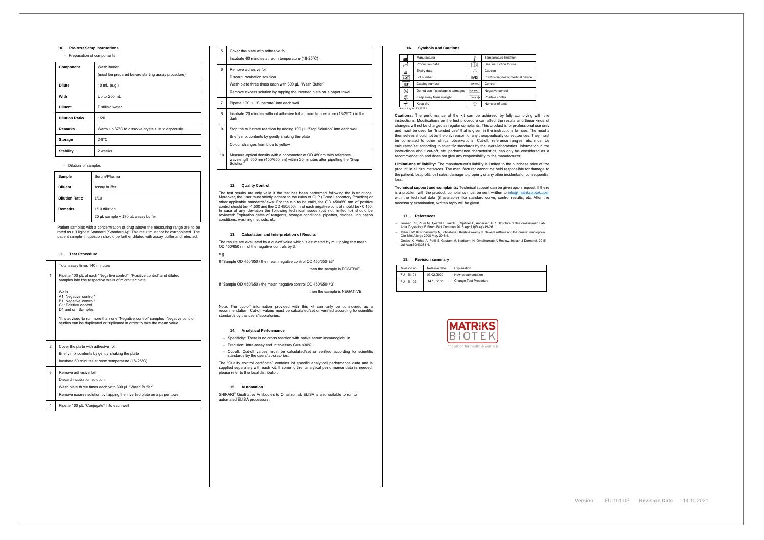## 10. Pre-test Setup Instructions

– Preparation of components

| Component | Wash buffer (must be prepared before starting assay procedure) |
|---|---|
| **Dilute** | 10 mL (e.g.) |
| **With** | Up to 200 mL |
| **Diluent** | Distilled water |
| **Dilution Ratio** | 1/20 |
| **Remarks** | Warm up 37°C to dissolve crystals. Mix vigorously. |
| **Storage** | 2-8°C |
| **Stability** | 2 weeks |

– Dilution of samples

| Sample | Serum/Plasma |
|---|---|
| **Diluent** | Assay buffer |
| **Dilution Ratio** | 1/10 |
| **Remarks** | 1/10 dilution<br>20 µL sample + 180 µL assay buffer |

Patient samples with a concentration of drug above the measuring range are to be rated as > "Highest Standard (Standard A)". The result must not be extrapolated. The patient sample in question should be further diluted with assay buffer and retested.

## 11. Test Procedure

| | Total assay time: 140 minutes |
|---|---|
| 1 | Pipette 100 µL of each "Negative control", "Positive control" and diluted samples into the respective wells of microtiter plate<br><br>Wells<br>A1: Negative control*<br>B1: Negative control*<br>C1: Positive control<br>D1 and on: Samples<br><br>*It is advised to run more than one "Negative control" samples. Negative control studies can be duplicated or triplicated in order to take the mean value |
| 2 | Cover the plate with adhesive foil<br>Briefly mix contents by gently shaking the plate<br>Incubate 60 minutes at room temperature (18-25°C) |
| 3 | Remove adhesive foil<br>Discard incubation solution<br>Wash plate three times each with 300 µL "Wash Buffer"<br>Remove excess solution by tapping the inverted plate on a paper towel |
| 4 | Pipette 100 µL "Conjugate" into each well |
| 5 | Cover the plate with adhesive foil<br>Incubate 60 minutes at room temperature (18-25°C) |
| 6 | Remove adhesive foil<br>Discard incubation solution<br>Wash plate three times each with 300 µL "Wash Buffer"<br>Remove excess solution by tapping the inverted plate on a paper towel |
| 7 | Pipette 100 µL "Substrate" into each well |
| 8 | Incubate 20 minutes without adhesive foil at room temperature (18-25°C) in the dark |
| 9 | Stop the substrate reaction by adding 100 µL "Stop Solution" into each well<br>Briefly mix contents by gently shaking the plate<br>Colour changes from blue to yellow |
| 10 | Measure optical density with a photometer at OD 450nm with reference wavelength 650 nm (450/650 nm) within 30 minutes after pipetting the "Stop Solution" |

## 12. Quality Control

The test results are only valid if the test has been performed following the instructions. Moreover, the user must strictly adhere to the rules of GLP (Good Laboratory Practice) or other applicable standards/laws. For the run to be valid, the OD 450/650 nm of positive control should be >1,500 and the OD 450/650 nm of each negative control should be <0,150. In case of any deviation the following technical issues (but not limited to) should be reviewed: Expiration dates of reagents, storage conditions, pipettes, devices, incubation conditions, washing methods, etc.

## 13. Calculation and Interpretation of Results

The results are evaluated by a cut-off value which is estimated by multiplying the mean OD 450/650 nm of the negative controls by 3.

e.g.

If "Sample OD 450/650 / the mean negative control OD 450/650 ≥3"

then the sample is POSITIVE

If "Sample OD 450/650 / the mean negative control OD 450/650 <3"

then the sample is NEGATIVE

Note: The cut-off information provided with this kit can only be considered as a recommendation. Cut-off values must be calculated/set or verified according to scientific standards by the users/laboratories.

## 14. Analytical Performance

- Specificity: There is no cross reaction with native serum immunoglobulin
- Precision: Intra-assay and inter-assay CVs <30%
- Cut-off: Cut-off values must be calculated/set or verified according to scientific standards by the users/laboratories.

The "Quality control certificate" contains lot specific analytical performance data and is supplied separately with each kit. If some further analytical performance data is needed, please refer to the local distributor.

## 15. Automation

SHIKARI® Qualitative Antibodies to Omalizumab ELISA is also suitable to run on automated ELISA processors.

## 16. Symbols and Cautions

| | | | |
|---|---|---|---|
| | Manufacturer | | Temperature limitation |
| | Production date | | See instruction for use |
| | Expiry date | | Caution |
| LOT | Lot number | IVD | In vitro diagnostic medical device |
| REF | Catalog number | CONTROL | Control |
| | Do not use if package is damaged | CONTROL - | Negative control |
| | Keep away from sunlight | CONTROL + | Positive control |
| | Keep dry | | Number of tests |

*According to ISO 15223*

**Cautions:** The performance of the kit can be achieved by fully complying with the instructions. Modifications on the test procedure can affect the results and these kinds of changes will not be charged as regular complaints. This product is for professional use only and must be used for "Intended use" that is given in the instructions for use. The results themselves should not be the only reason for any therapeutically consequences. They must be correlated to other clinical observations. Cut-off, reference ranges, etc. must be calculated/set according to scientific standards by the users/laboratories. Information in the instructions about cut-off, etc. performance characteristics, can only be considered as a recommendation and does not give any responsibility to the manufacturer.

**Limitations of liability:** The manufacturer's liability is limited to the purchase price of the product in all circumstances. The manufacturer cannot be held responsible for damage to the patient, lost profit, lost sales, damage to property or any other incidental or consequential loss.

**Technical support and complaints:** Technical support can be given upon request. If there is a problem with the product, complaints must be sent written to info@matriksbiotek.com with the technical data (if available) like standard curve, control results, etc. After the necessary examination, written reply will be given.

## 17. References

- Jensen RK, Plum M, Tjerrild L, Jakob T, Spillner E, Andersen GR. Structure of the omalizumab Fab. Acta Crystallogr F Struct Biol Commun 2015 Apr;71(Pt 4):419-26.
- Miller CW, Krishnaswamy N, Johnston C, Krishnaswamy G. Severe asthma and the omalizumab option. Clin Mol Allergy 2008 May 20;6:4.
- Godse K, Mehta A, Patil S, Gautam M, Nadkarni N. Omalizumab-A Review. Indian J Dermatol. 2015 Jul-Aug;60(4):381-4.

## 18. Revision summary

| Revision no | Release date | Explanation |
|---|---|---|
| IFU-161-01 | 03.02.2020 | New documentation |
| IFU-161-02 | 14.10.2021 | Change Test Procedure |
| | | |

MATRIKS BIOTEK
innovation for health & wellness

**Version** IFU-161-02 **Revision Date** 14.10.2021